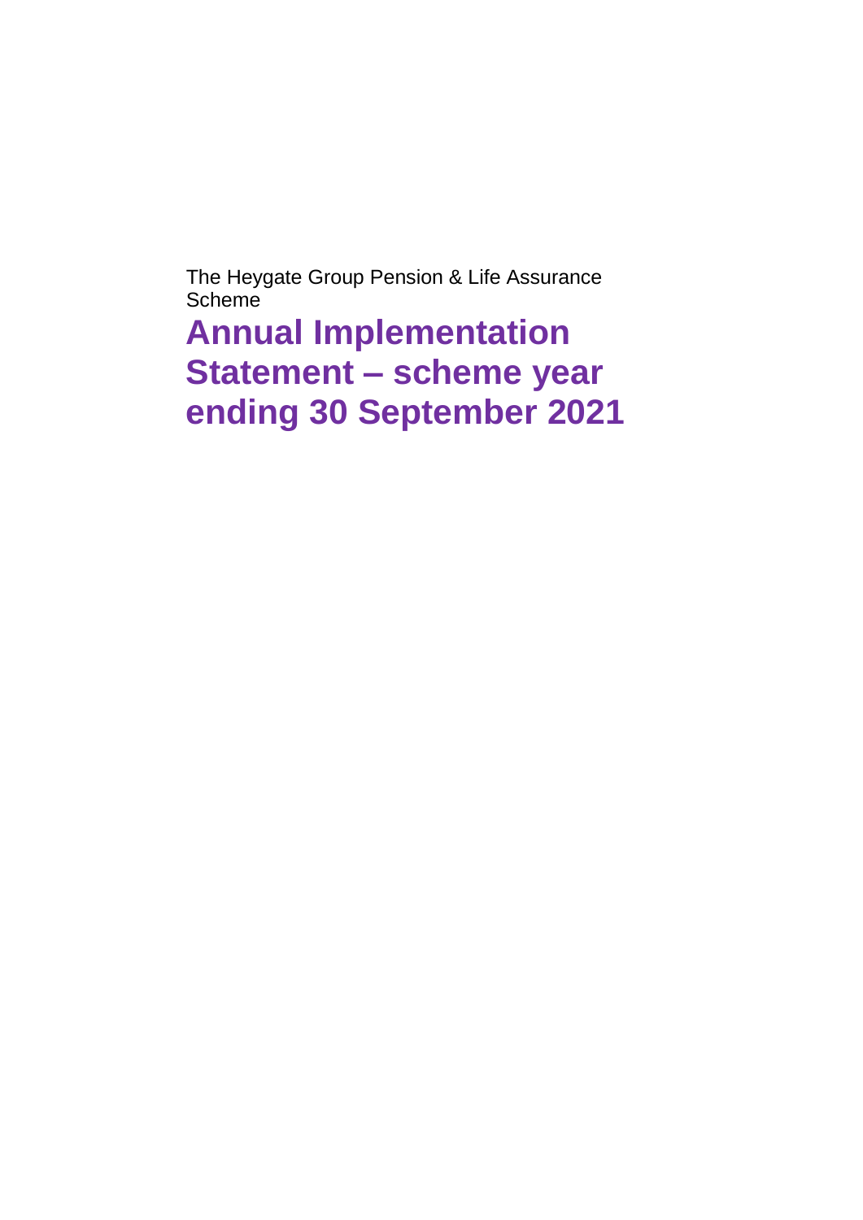The Heygate Group Pension & Life Assurance Scheme

# Annual Implementation Statement – scheme year ending 30 September 2021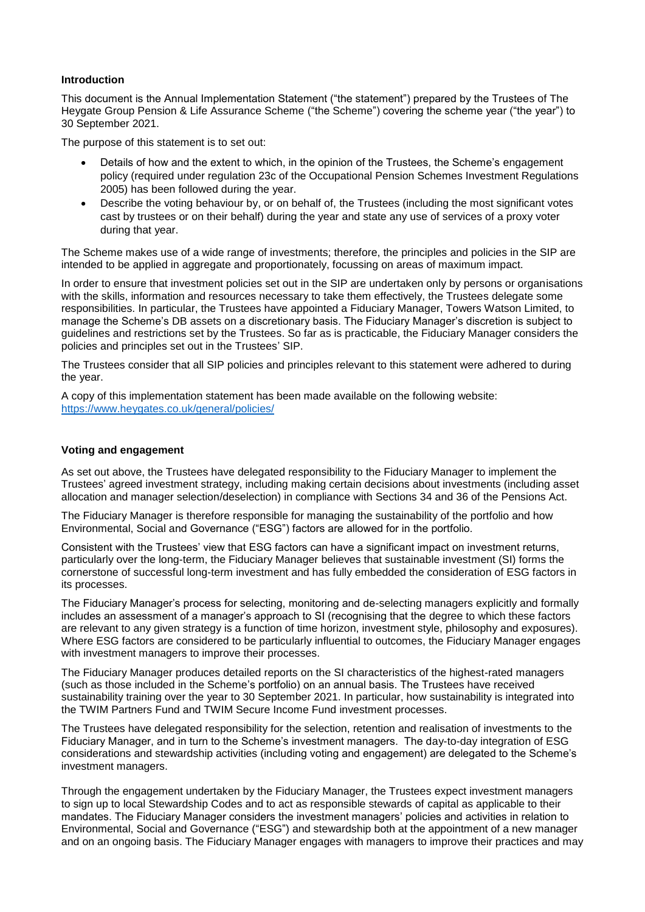## Introduction

This document is the Annual Implementation Statement ("the statement") prepared by the Trustees of The Heygate Group Pension & Life Assurance Scheme ("the Scheme") covering the scheme year ("the year") to 30 September 2021.

The purpose of this statement is to set out:

- Details of how and the extent to which, in the opinion of the Trustees, the Scheme's engagement policy (required under regulation 23c of the Occupational Pension Schemes Investment Regulations 2005) has been followed during the year.
- Describe the voting behaviour by, or on behalf of, the Trustees (including the most significant votes cast by trustees or on their behalf) during the year and state any use of services of a proxy voter during that year.

The Scheme makes use of a wide range of investments; therefore, the principles and policies in the SIP are intended to be applied in aggregate and proportionately, focussing on areas of maximum impact.

In order to ensure that investment policies set out in the SIP are undertaken only by persons or organisations with the skills, information and resources necessary to take them effectively, the Trustees delegate some responsibilities. In particular, the Trustees have appointed a Fiduciary Manager, Towers Watson Limited, to manage the Scheme's DB assets on a discretionary basis. The Fiduciary Manager's discretion is subject to guidelines and restrictions set by the Trustees. So far as is practicable, the Fiduciary Manager considers the policies and principles set out in the Trustees' SIP.

The Trustees consider that all SIP policies and principles relevant to this statement were adhered to during the year.

A copy of this implementation statement has been made available on the following website: https://www.heygates.co.uk/general/policies/

## Voting and engagement

As set out above, the Trustees have delegated responsibility to the Fiduciary Manager to implement the Trustees' agreed investment strategy, including making certain decisions about investments (including asset allocation and manager selection/deselection) in compliance with Sections 34 and 36 of the Pensions Act.

The Fiduciary Manager is therefore responsible for managing the sustainability of the portfolio and how Environmental, Social and Governance ("ESG") factors are allowed for in the portfolio.

Consistent with the Trustees' view that ESG factors can have a significant impact on investment returns, particularly over the long-term, the Fiduciary Manager believes that sustainable investment (SI) forms the cornerstone of successful long-term investment and has fully embedded the consideration of ESG factors in its processes.

The Fiduciary Manager's process for selecting, monitoring and de-selecting managers explicitly and formally includes an assessment of a manager's approach to SI (recognising that the degree to which these factors are relevant to any given strategy is a function of time horizon, investment style, philosophy and exposures). Where ESG factors are considered to be particularly influential to outcomes, the Fiduciary Manager engages with investment managers to improve their processes.

The Fiduciary Manager produces detailed reports on the SI characteristics of the highest-rated managers (such as those included in the Scheme's portfolio) on an annual basis. The Trustees have received sustainability training over the year to 30 September 2021. In particular, how sustainability is integrated into the TWIM Partners Fund and TWIM Secure Income Fund investment processes.

The Trustees have delegated responsibility for the selection, retention and realisation of investments to the Fiduciary Manager, and in turn to the Scheme's investment managers. The day-to-day integration of ESG considerations and stewardship activities (including voting and engagement) are delegated to the Scheme's investment managers.

Through the engagement undertaken by the Fiduciary Manager, the Trustees expect investment managers to sign up to local Stewardship Codes and to act as responsible stewards of capital as applicable to their mandates. The Fiduciary Manager considers the investment managers' policies and activities in relation to Environmental, Social and Governance ("ESG") and stewardship both at the appointment of a new manager and on an ongoing basis. The Fiduciary Manager engages with managers to improve their practices and may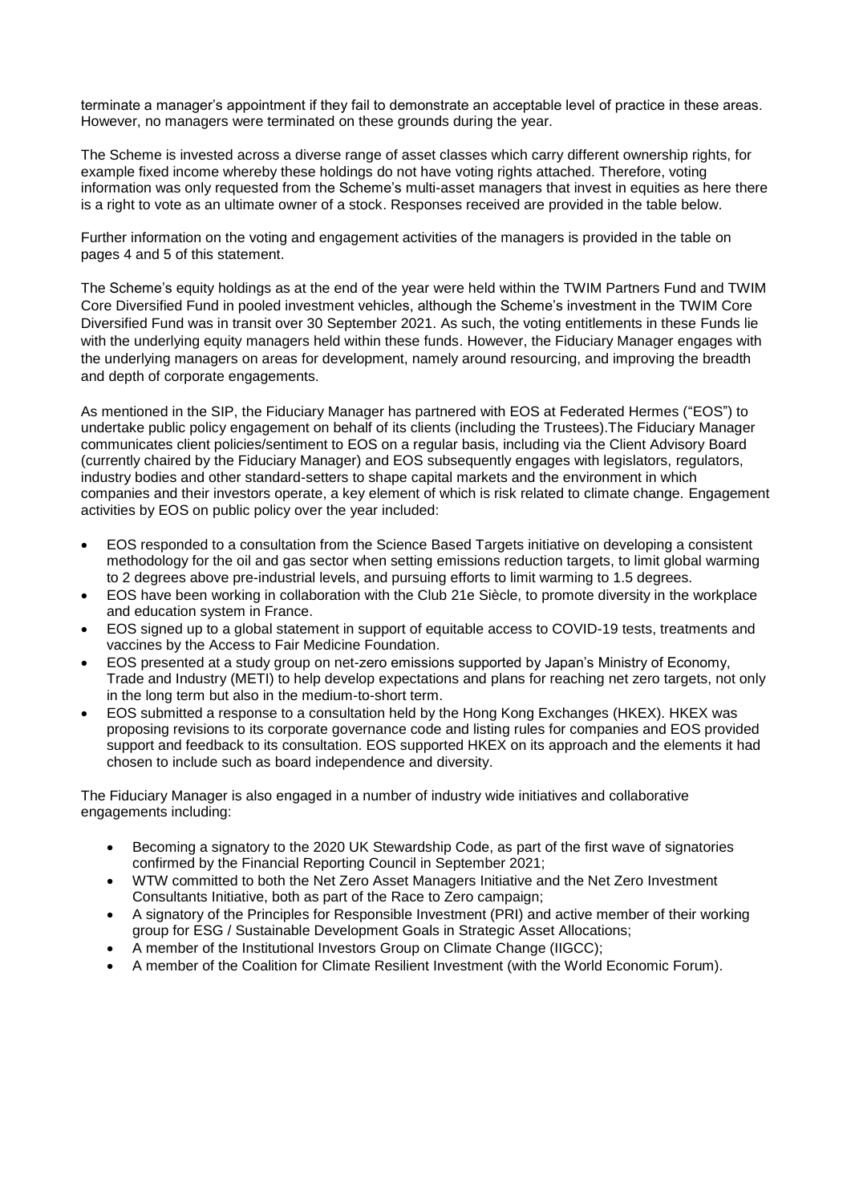terminate a manager's appointment if they fail to demonstrate an acceptable level of practice in these areas. However, no managers were terminated on these grounds during the year.

The Scheme is invested across a diverse range of asset classes which carry different ownership rights, for example fixed income whereby these holdings do not have voting rights attached. Therefore, voting information was only requested from the Scheme's multi-asset managers that invest in equities as here there is a right to vote as an ultimate owner of a stock. Responses received are provided in the table below.

Further information on the voting and engagement activities of the managers is provided in the table on pages 4 and 5 of this statement.

The Scheme's equity holdings as at the end of the year were held within the TWIM Partners Fund and TWIM Core Diversified Fund in pooled investment vehicles, although the Scheme's investment in the TWIM Core Diversified Fund was in transit over 30 September 2021. As such, the voting entitlements in these Funds lie with the underlying equity managers held within these funds. However, the Fiduciary Manager engages with the underlying managers on areas for development, namely around resourcing, and improving the breadth and depth of corporate engagements.

As mentioned in the SIP, the Fiduciary Manager has partnered with EOS at Federated Hermes ("EOS") to undertake public policy engagement on behalf of its clients (including the Trustees).The Fiduciary Manager communicates client policies/sentiment to EOS on a regular basis, including via the Client Advisory Board (currently chaired by the Fiduciary Manager) and EOS subsequently engages with legislators, regulators, industry bodies and other standard-setters to shape capital markets and the environment in which companies and their investors operate, a key element of which is risk related to climate change. Engagement activities by EOS on public policy over the year included:

- EOS responded to a consultation from the Science Based Targets initiative on developing a consistent methodology for the oil and gas sector when setting emissions reduction targets, to limit global warming to 2 degrees above pre-industrial levels, and pursuing efforts to limit warming to 1.5 degrees.
- EOS have been working in collaboration with the Club 21e Siècle, to promote diversity in the workplace and education system in France.
- EOS signed up to a global statement in support of equitable access to COVID-19 tests, treatments and vaccines by the Access to Fair Medicine Foundation.
- EOS presented at a study group on net-zero emissions supported by Japan's Ministry of Economy, Trade and Industry (METI) to help develop expectations and plans for reaching net zero targets, not only in the long term but also in the medium-to-short term.
- EOS submitted a response to a consultation held by the Hong Kong Exchanges (HKEX). HKEX was proposing revisions to its corporate governance code and listing rules for companies and EOS provided support and feedback to its consultation. EOS supported HKEX on its approach and the elements it had chosen to include such as board independence and diversity.

The Fiduciary Manager is also engaged in a number of industry wide initiatives and collaborative engagements including:

- Becoming a signatory to the 2020 UK Stewardship Code, as part of the first wave of signatories confirmed by the Financial Reporting Council in September 2021;
- WTW committed to both the Net Zero Asset Managers Initiative and the Net Zero Investment Consultants Initiative, both as part of the Race to Zero campaign;
- A signatory of the Principles for Responsible Investment (PRI) and active member of their working group for ESG / Sustainable Development Goals in Strategic Asset Allocations;
- A member of the Institutional Investors Group on Climate Change (IIGCC);
- A member of the Coalition for Climate Resilient Investment (with the World Economic Forum).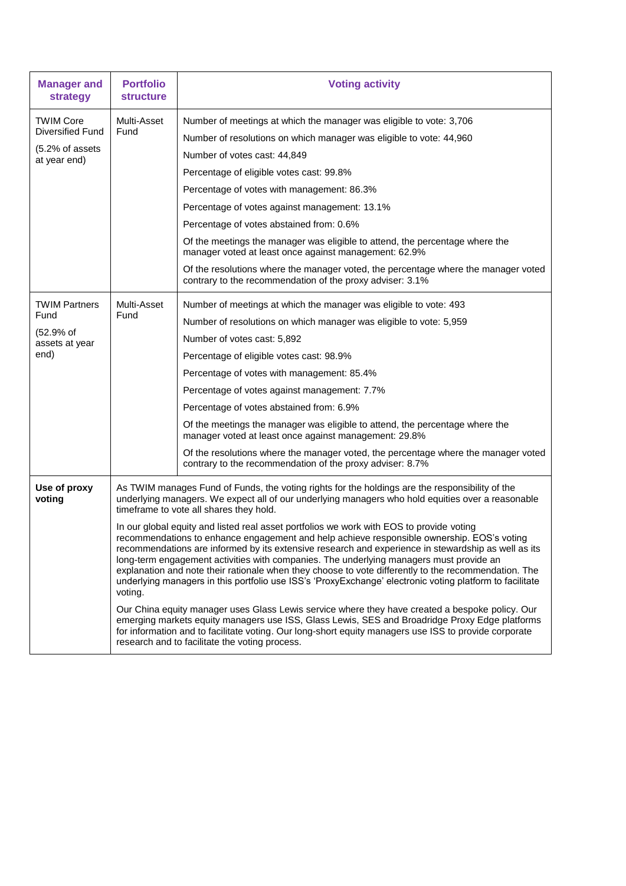| Manager and strategy | Portfolio structure | Voting activity |
|---|---|---|
| TWIM Core Diversified Fund<br><br>(5.2% of assets at year end) | Multi-Asset Fund | Number of meetings at which the manager was eligible to vote: 3,706<br><br>Number of resolutions on which manager was eligible to vote: 44,960<br><br>Number of votes cast: 44,849<br><br>Percentage of eligible votes cast: 99.8%<br><br>Percentage of votes with management: 86.3%<br><br>Percentage of votes against management: 13.1%<br><br>Percentage of votes abstained from: 0.6%<br><br>Of the meetings the manager was eligible to attend, the percentage where the manager voted at least once against management: 62.9%<br><br>Of the resolutions where the manager voted, the percentage where the manager voted contrary to the recommendation of the proxy adviser: 3.1% |
| TWIM Partners Fund<br><br>(52.9% of assets at year end) | Multi-Asset Fund | Number of meetings at which the manager was eligible to vote: 493<br><br>Number of resolutions on which manager was eligible to vote: 5,959<br><br>Number of votes cast: 5,892<br><br>Percentage of eligible votes cast: 98.9%<br><br>Percentage of votes with management: 85.4%<br><br>Percentage of votes against management: 7.7%<br><br>Percentage of votes abstained from: 6.9%<br><br>Of the meetings the manager was eligible to attend, the percentage where the manager voted at least once against management: 29.8%<br><br>Of the resolutions where the manager voted, the percentage where the manager voted contrary to the recommendation of the proxy adviser: 8.7% |
| **Use of proxy voting** | As TWIM manages Fund of Funds, the voting rights for the holdings are the responsibility of the underlying managers. We expect all of our underlying managers who hold equities over a reasonable timeframe to vote all shares they hold.<br><br>In our global equity and listed real asset portfolios we work with EOS to provide voting recommendations to enhance engagement and help achieve responsible ownership. EOS's voting recommendations are informed by its extensive research and experience in stewardship as well as its long-term engagement activities with companies. The underlying managers must provide an explanation and note their rationale when they choose to vote differently to the recommendation. The underlying managers in this portfolio use ISS's 'ProxyExchange' electronic voting platform to facilitate voting.<br><br>Our China equity manager uses Glass Lewis service where they have created a bespoke policy. Our emerging markets equity managers use ISS, Glass Lewis, SES and Broadridge Proxy Edge platforms for information and to facilitate voting. Our long-short equity managers use ISS to provide corporate research and to facilitate the voting process. | |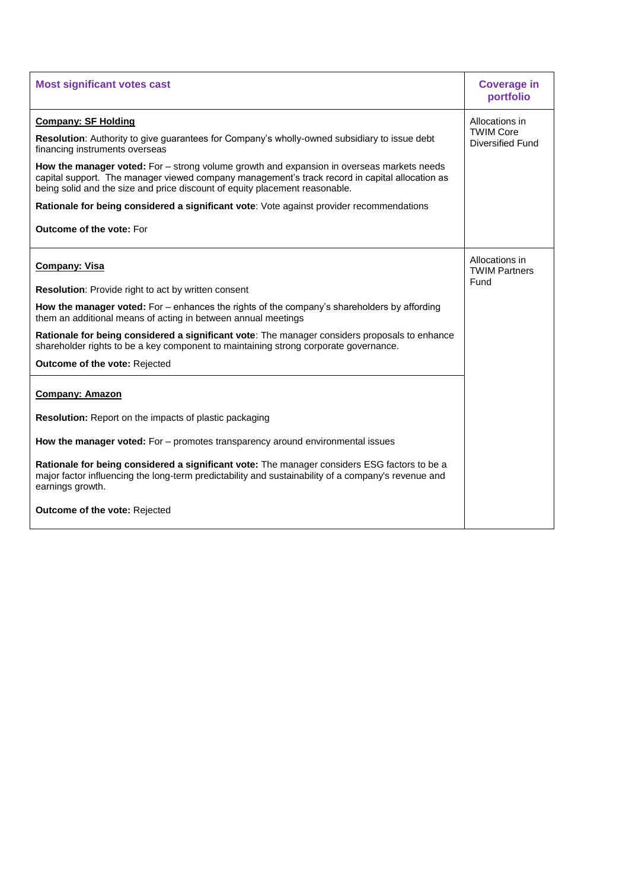| Most significant votes cast | Coverage in portfolio |
|---|---|
| **Company: SF Holding**<br><br>**Resolution**: Authority to give guarantees for Company's wholly-owned subsidiary to issue debt financing instruments overseas<br><br>**How the manager voted:** For – strong volume growth and expansion in overseas markets needs capital support. The manager viewed company management's track record in capital allocation as being solid and the size and price discount of equity placement reasonable.<br><br>**Rationale for being considered a significant vote**: Vote against provider recommendations<br><br>**Outcome of the vote:** For | Allocations in TWIM Core Diversified Fund |
| **Company: Visa**<br><br>**Resolution**: Provide right to act by written consent<br><br>**How the manager voted:** For – enhances the rights of the company's shareholders by affording them an additional means of acting in between annual meetings<br><br>**Rationale for being considered a significant vote**: The manager considers proposals to enhance shareholder rights to be a key component to maintaining strong corporate governance.<br><br>**Outcome of the vote:** Rejected | Allocations in TWIM Partners Fund |
| **Company: Amazon**<br><br>**Resolution:** Report on the impacts of plastic packaging<br><br>**How the manager voted:** For – promotes transparency around environmental issues<br><br>**Rationale for being considered a significant vote:** The manager considers ESG factors to be a major factor influencing the long-term predictability and sustainability of a company's revenue and earnings growth.<br><br>**Outcome of the vote:** Rejected | |